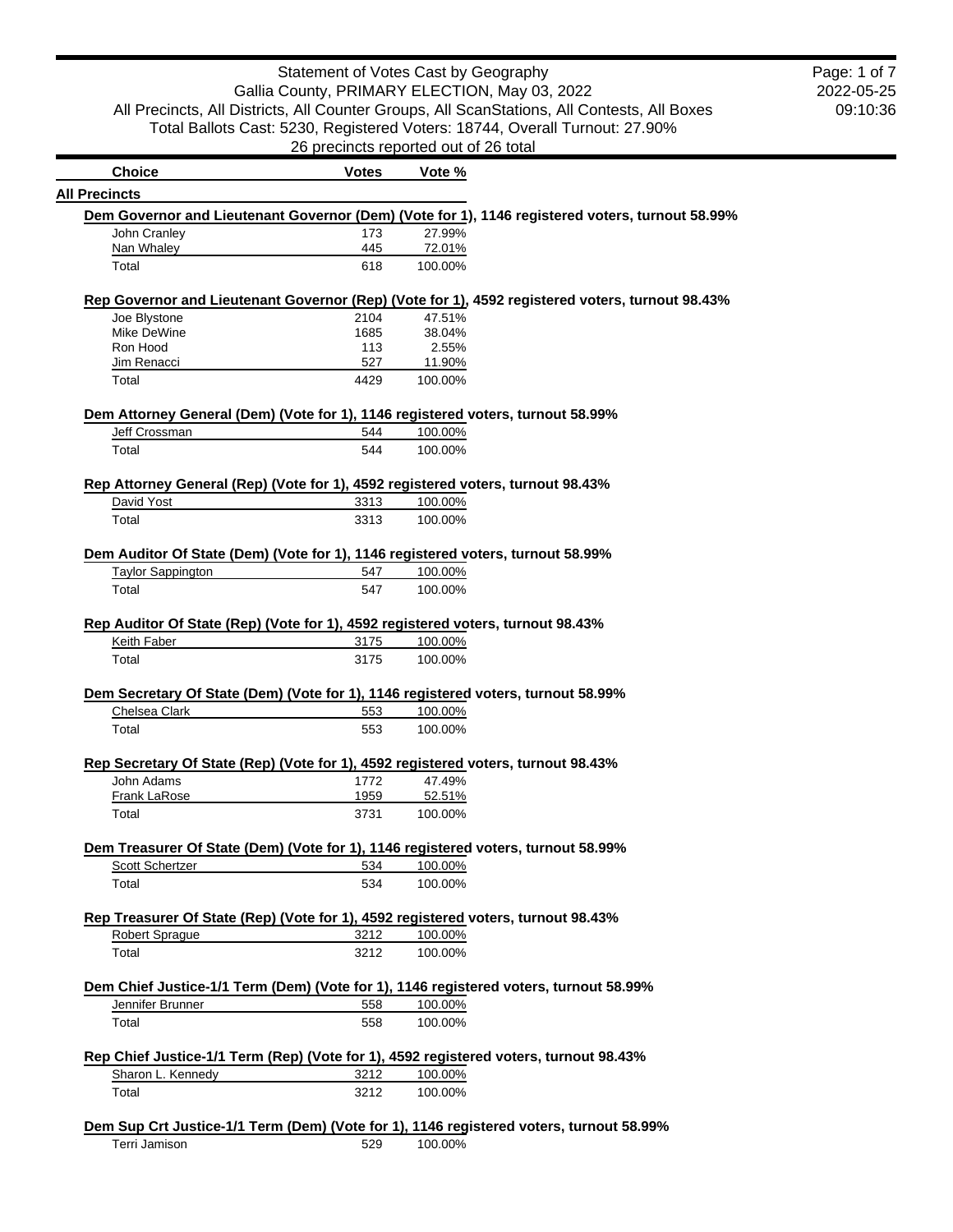# Statement of Votes Cast by Geography

Gallia County, PRIMARY ELECTION, May 03, 2022

All Precincts, All Districts, All Counter Groups, All ScanStations, All Contests, All Boxes

Total Ballots Cast: 5230, Registered Voters: 18744, Overall Turnout: 27.90%

26 precincts reported out of 26 total

2022-05-25 09:10:36

## All Precincts

### Dem Governor and Lieutenant Governor (Dem) (Vote for 1), 1146 registered voters, turnout 58.99%

| Choice | Votes | Vote % |
|---|---|---|
| John Cranley | 173 | 27.99% |
| Nan Whaley | 445 | 72.01% |
| Total | 618 | 100.00% |

### Rep Governor and Lieutenant Governor (Rep) (Vote for 1), 4592 registered voters, turnout 98.43%

| Choice | Votes | Vote % |
|---|---|---|
| Joe Blystone | 2104 | 47.51% |
| Mike DeWine | 1685 | 38.04% |
| Ron Hood | 113 | 2.55% |
| Jim Renacci | 527 | 11.90% |
| Total | 4429 | 100.00% |

### Dem Attorney General (Dem) (Vote for 1), 1146 registered voters, turnout 58.99%

| Choice | Votes | Vote % |
|---|---|---|
| Jeff Crossman | 544 | 100.00% |
| Total | 544 | 100.00% |

### Rep Attorney General (Rep) (Vote for 1), 4592 registered voters, turnout 98.43%

| Choice | Votes | Vote % |
|---|---|---|
| David Yost | 3313 | 100.00% |
| Total | 3313 | 100.00% |

### Dem Auditor Of State (Dem) (Vote for 1), 1146 registered voters, turnout 58.99%

| Choice | Votes | Vote % |
|---|---|---|
| Taylor Sappington | 547 | 100.00% |
| Total | 547 | 100.00% |

### Rep Auditor Of State (Rep) (Vote for 1), 4592 registered voters, turnout 98.43%

| Choice | Votes | Vote % |
|---|---|---|
| Keith Faber | 3175 | 100.00% |
| Total | 3175 | 100.00% |

### Dem Secretary Of State (Dem) (Vote for 1), 1146 registered voters, turnout 58.99%

| Choice | Votes | Vote % |
|---|---|---|
| Chelsea Clark | 553 | 100.00% |
| Total | 553 | 100.00% |

### Rep Secretary Of State (Rep) (Vote for 1), 4592 registered voters, turnout 98.43%

| Choice | Votes | Vote % |
|---|---|---|
| John Adams | 1772 | 47.49% |
| Frank LaRose | 1959 | 52.51% |
| Total | 3731 | 100.00% |

### Dem Treasurer Of State (Dem) (Vote for 1), 1146 registered voters, turnout 58.99%

| Choice | Votes | Vote % |
|---|---|---|
| Scott Schertzer | 534 | 100.00% |
| Total | 534 | 100.00% |

### Rep Treasurer Of State (Rep) (Vote for 1), 4592 registered voters, turnout 98.43%

| Choice | Votes | Vote % |
|---|---|---|
| Robert Sprague | 3212 | 100.00% |
| Total | 3212 | 100.00% |

### Dem Chief Justice-1/1 Term (Dem) (Vote for 1), 1146 registered voters, turnout 58.99%

| Choice | Votes | Vote % |
|---|---|---|
| Jennifer Brunner | 558 | 100.00% |
| Total | 558 | 100.00% |

### Rep Chief Justice-1/1 Term (Rep) (Vote for 1), 4592 registered voters, turnout 98.43%

| Choice | Votes | Vote % |
|---|---|---|
| Sharon L. Kennedy | 3212 | 100.00% |
| Total | 3212 | 100.00% |

### Dem Sup Crt Justice-1/1 Term (Dem) (Vote for 1), 1146 registered voters, turnout 58.99%

| Choice | Votes | Vote % |
|---|---|---|
| Terri Jamison | 529 | 100.00% |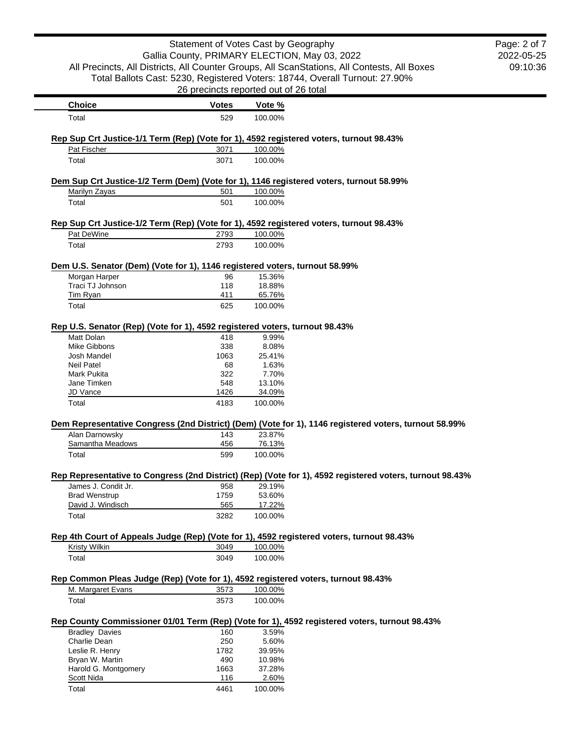| Choice | Votes | Vote % |
|---|---|---|
| Total | 529 | 100.00% |

**Rep Sup Crt Justice-1/1 Term (Rep) (Vote for 1), 4592 registered voters, turnout 98.43%**

| Choice | Votes | Vote % |
|---|---|---|
| Pat Fischer | 3071 | 100.00% |
| Total | 3071 | 100.00% |

**Dem Sup Crt Justice-1/2 Term (Dem) (Vote for 1), 1146 registered voters, turnout 58.99%**

| Choice | Votes | Vote % |
|---|---|---|
| Marilyn Zayas | 501 | 100.00% |
| Total | 501 | 100.00% |

**Rep Sup Crt Justice-1/2 Term (Rep) (Vote for 1), 4592 registered voters, turnout 98.43%**

| Choice | Votes | Vote % |
|---|---|---|
| Pat DeWine | 2793 | 100.00% |
| Total | 2793 | 100.00% |

**Dem U.S. Senator (Dem) (Vote for 1), 1146 registered voters, turnout 58.99%**

| Choice | Votes | Vote % |
|---|---|---|
| Morgan Harper | 96 | 15.36% |
| Traci TJ Johnson | 118 | 18.88% |
| Tim Ryan | 411 | 65.76% |
| Total | 625 | 100.00% |

**Rep U.S. Senator (Rep) (Vote for 1), 4592 registered voters, turnout 98.43%**

| Choice | Votes | Vote % |
|---|---|---|
| Matt Dolan | 418 | 9.99% |
| Mike Gibbons | 338 | 8.08% |
| Josh Mandel | 1063 | 25.41% |
| Neil Patel | 68 | 1.63% |
| Mark Pukita | 322 | 7.70% |
| Jane Timken | 548 | 13.10% |
| JD Vance | 1426 | 34.09% |
| Total | 4183 | 100.00% |

**Dem Representative Congress (2nd District) (Dem) (Vote for 1), 1146 registered voters, turnout 58.99%**

| Choice | Votes | Vote % |
|---|---|---|
| Alan Darnowsky | 143 | 23.87% |
| Samantha Meadows | 456 | 76.13% |
| Total | 599 | 100.00% |

**Rep Representative to Congress (2nd District) (Rep) (Vote for 1), 4592 registered voters, turnout 98.43%**

| Choice | Votes | Vote % |
|---|---|---|
| James J. Condit Jr. | 958 | 29.19% |
| Brad Wenstrup | 1759 | 53.60% |
| David J. Windisch | 565 | 17.22% |
| Total | 3282 | 100.00% |

**Rep 4th Court of Appeals Judge (Rep) (Vote for 1), 4592 registered voters, turnout 98.43%**

| Choice | Votes | Vote % |
|---|---|---|
| Kristy Wilkin | 3049 | 100.00% |
| Total | 3049 | 100.00% |

**Rep Common Pleas Judge (Rep) (Vote for 1), 4592 registered voters, turnout 98.43%**

| Choice | Votes | Vote % |
|---|---|---|
| M. Margaret Evans | 3573 | 100.00% |
| Total | 3573 | 100.00% |

**Rep County Commissioner 01/01 Term (Rep) (Vote for 1), 4592 registered voters, turnout 98.43%**

| Choice | Votes | Vote % |
|---|---|---|
| Bradley Davies | 160 | 3.59% |
| Charlie Dean | 250 | 5.60% |
| Leslie R. Henry | 1782 | 39.95% |
| Bryan W. Martin | 490 | 10.98% |
| Harold G. Montgomery | 1663 | 37.28% |
| Scott Nida | 116 | 2.60% |
| Total | 4461 | 100.00% |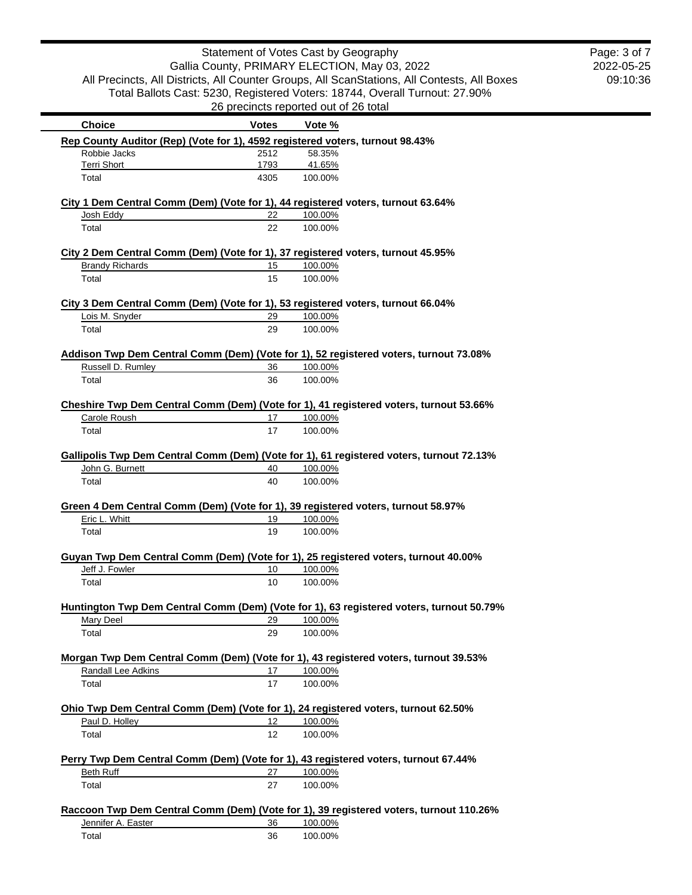Statement of Votes Cast by Geography
Gallia County, PRIMARY ELECTION, May 03, 2022
All Precincts, All Districts, All Counter Groups, All ScanStations, All Contests, All Boxes
Total Ballots Cast: 5230, Registered Voters: 18744, Overall Turnout: 27.90%
26 precincts reported out of 26 total

2022-05-25
09:10:36

| Choice | Votes | Vote % |
|---|---|---|
| **Rep County Auditor (Rep) (Vote for 1), 4592 registered voters, turnout 98.43%** | | |
| Robbie Jacks | 2512 | 58.35% |
| Terri Short | 1793 | 41.65% |
| Total | 4305 | 100.00% |
| **City 1 Dem Central Comm (Dem) (Vote for 1), 44 registered voters, turnout 63.64%** | | |
| Josh Eddy | 22 | 100.00% |
| Total | 22 | 100.00% |
| **City 2 Dem Central Comm (Dem) (Vote for 1), 37 registered voters, turnout 45.95%** | | |
| Brandy Richards | 15 | 100.00% |
| Total | 15 | 100.00% |
| **City 3 Dem Central Comm (Dem) (Vote for 1), 53 registered voters, turnout 66.04%** | | |
| Lois M. Snyder | 29 | 100.00% |
| Total | 29 | 100.00% |
| **Addison Twp Dem Central Comm (Dem) (Vote for 1), 52 registered voters, turnout 73.08%** | | |
| Russell D. Rumley | 36 | 100.00% |
| Total | 36 | 100.00% |
| **Cheshire Twp Dem Central Comm (Dem) (Vote for 1), 41 registered voters, turnout 53.66%** | | |
| Carole Roush | 17 | 100.00% |
| Total | 17 | 100.00% |
| **Gallipolis Twp Dem Central Comm (Dem) (Vote for 1), 61 registered voters, turnout 72.13%** | | |
| John G. Burnett | 40 | 100.00% |
| Total | 40 | 100.00% |
| **Green 4 Dem Central Comm (Dem) (Vote for 1), 39 registered voters, turnout 58.97%** | | |
| Eric L. Whitt | 19 | 100.00% |
| Total | 19 | 100.00% |
| **Guyan Twp Dem Central Comm (Dem) (Vote for 1), 25 registered voters, turnout 40.00%** | | |
| Jeff J. Fowler | 10 | 100.00% |
| Total | 10 | 100.00% |
| **Huntington Twp Dem Central Comm (Dem) (Vote for 1), 63 registered voters, turnout 50.79%** | | |
| Mary Deel | 29 | 100.00% |
| Total | 29 | 100.00% |
| **Morgan Twp Dem Central Comm (Dem) (Vote for 1), 43 registered voters, turnout 39.53%** | | |
| Randall Lee Adkins | 17 | 100.00% |
| Total | 17 | 100.00% |
| **Ohio Twp Dem Central Comm (Dem) (Vote for 1), 24 registered voters, turnout 62.50%** | | |
| Paul D. Holley | 12 | 100.00% |
| Total | 12 | 100.00% |
| **Perry Twp Dem Central Comm (Dem) (Vote for 1), 43 registered voters, turnout 67.44%** | | |
| Beth Ruff | 27 | 100.00% |
| Total | 27 | 100.00% |
| **Raccoon Twp Dem Central Comm (Dem) (Vote for 1), 39 registered voters, turnout 110.26%** | | |
| Jennifer A. Easter | 36 | 100.00% |
| Total | 36 | 100.00% |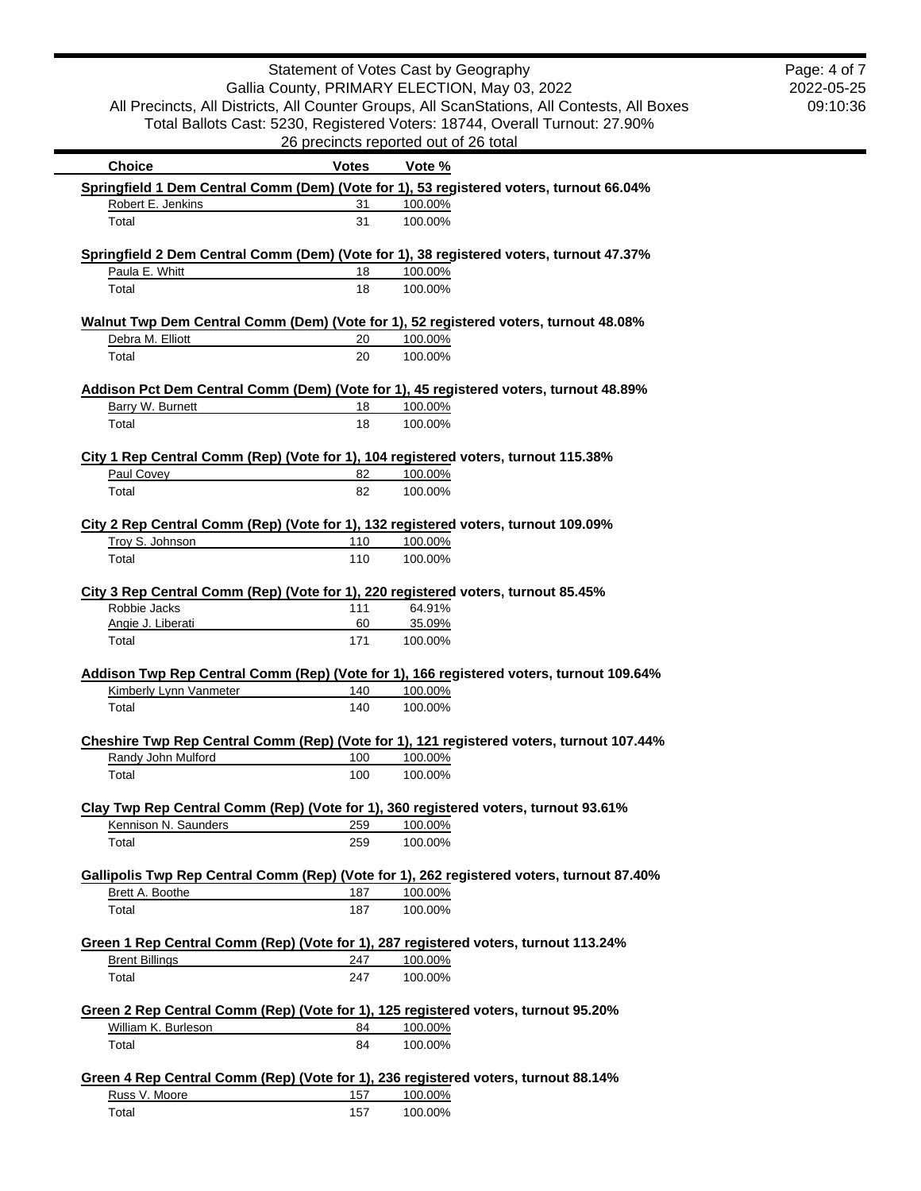Statement of Votes Cast by Geography
Gallia County, PRIMARY ELECTION, May 03, 2022
All Precincts, All Districts, All Counter Groups, All ScanStations, All Contests, All Boxes
Total Ballots Cast: 5230, Registered Voters: 18744, Overall Turnout: 27.90%
26 precincts reported out of 26 total

| Choice | Votes | Vote % |
|---|---|---|
| **Springfield 1 Dem Central Comm (Dem) (Vote for 1), 53 registered voters, turnout 66.04%** | | |
| Robert E. Jenkins | 31 | 100.00% |
| Total | 31 | 100.00% |
| **Springfield 2 Dem Central Comm (Dem) (Vote for 1), 38 registered voters, turnout 47.37%** | | |
| Paula E. Whitt | 18 | 100.00% |
| Total | 18 | 100.00% |
| **Walnut Twp Dem Central Comm (Dem) (Vote for 1), 52 registered voters, turnout 48.08%** | | |
| Debra M. Elliott | 20 | 100.00% |
| Total | 20 | 100.00% |
| **Addison Pct Dem Central Comm (Dem) (Vote for 1), 45 registered voters, turnout 48.89%** | | |
| Barry W. Burnett | 18 | 100.00% |
| Total | 18 | 100.00% |
| **City 1 Rep Central Comm (Rep) (Vote for 1), 104 registered voters, turnout 115.38%** | | |
| Paul Covey | 82 | 100.00% |
| Total | 82 | 100.00% |
| **City 2 Rep Central Comm (Rep) (Vote for 1), 132 registered voters, turnout 109.09%** | | |
| Troy S. Johnson | 110 | 100.00% |
| Total | 110 | 100.00% |
| **City 3 Rep Central Comm (Rep) (Vote for 1), 220 registered voters, turnout 85.45%** | | |
| Robbie Jacks | 111 | 64.91% |
| Angie J. Liberati | 60 | 35.09% |
| Total | 171 | 100.00% |
| **Addison Twp Rep Central Comm (Rep) (Vote for 1), 166 registered voters, turnout 109.64%** | | |
| Kimberly Lynn Vanmeter | 140 | 100.00% |
| Total | 140 | 100.00% |
| **Cheshire Twp Rep Central Comm (Rep) (Vote for 1), 121 registered voters, turnout 107.44%** | | |
| Randy John Mulford | 100 | 100.00% |
| Total | 100 | 100.00% |
| **Clay Twp Rep Central Comm (Rep) (Vote for 1), 360 registered voters, turnout 93.61%** | | |
| Kennison N. Saunders | 259 | 100.00% |
| Total | 259 | 100.00% |
| **Gallipolis Twp Rep Central Comm (Rep) (Vote for 1), 262 registered voters, turnout 87.40%** | | |
| Brett A. Boothe | 187 | 100.00% |
| Total | 187 | 100.00% |
| **Green 1 Rep Central Comm (Rep) (Vote for 1), 287 registered voters, turnout 113.24%** | | |
| Brent Billings | 247 | 100.00% |
| Total | 247 | 100.00% |
| **Green 2 Rep Central Comm (Rep) (Vote for 1), 125 registered voters, turnout 95.20%** | | |
| William K. Burleson | 84 | 100.00% |
| Total | 84 | 100.00% |
| **Green 4 Rep Central Comm (Rep) (Vote for 1), 236 registered voters, turnout 88.14%** | | |
| Russ V. Moore | 157 | 100.00% |
| Total | 157 | 100.00% |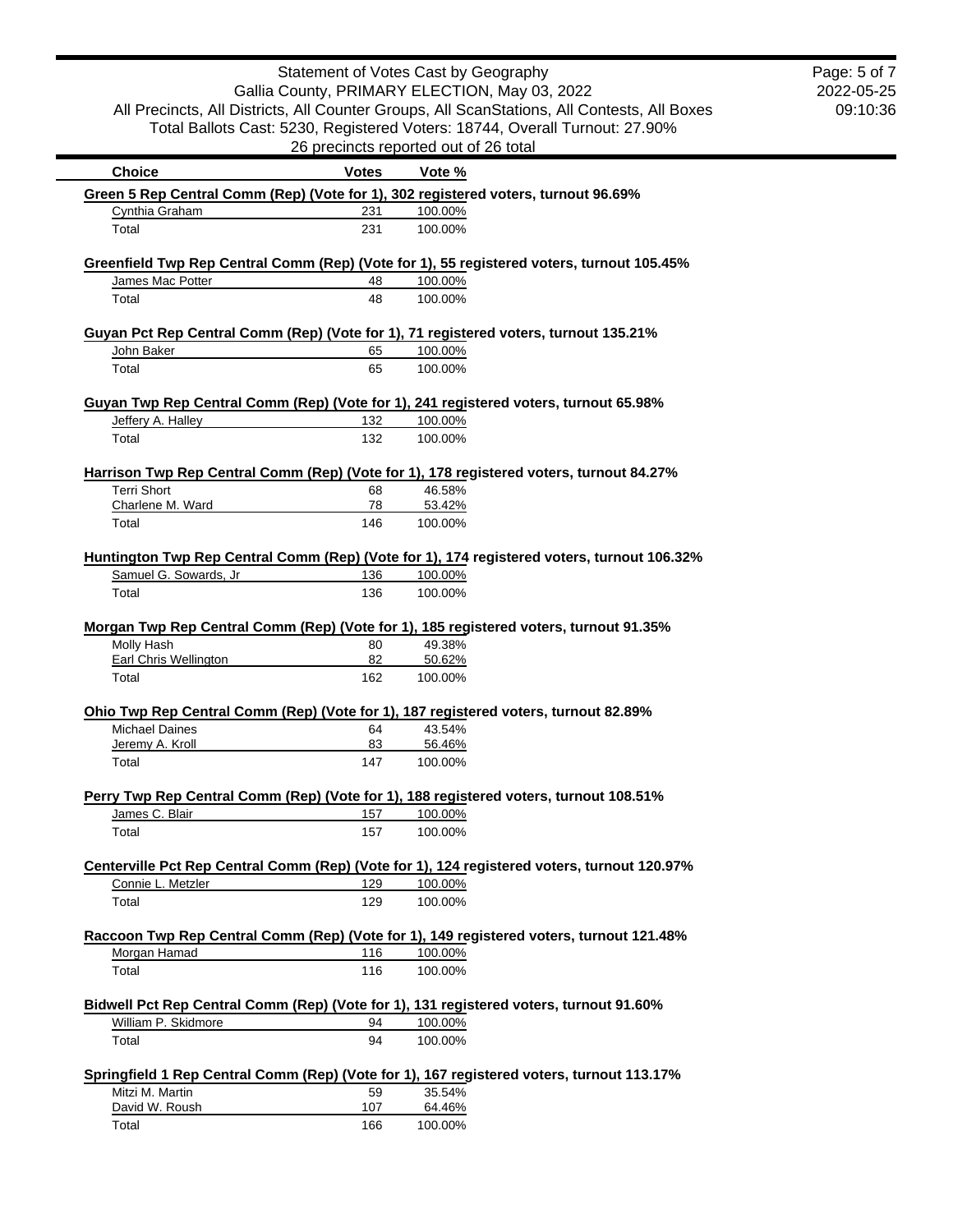Statement of Votes Cast by Geography
Gallia County, PRIMARY ELECTION, May 03, 2022
All Precincts, All Districts, All Counter Groups, All ScanStations, All Contests, All Boxes
Total Ballots Cast: 5230, Registered Voters: 18744, Overall Turnout: 27.90%
26 precincts reported out of 26 total

**Green 5 Rep Central Comm (Rep) (Vote for 1), 302 registered voters, turnout 96.69%**

| Choice | Votes | Vote % |
|---|---|---|
| Cynthia Graham | 231 | 100.00% |
| Total | 231 | 100.00% |

**Greenfield Twp Rep Central Comm (Rep) (Vote for 1), 55 registered voters, turnout 105.45%**

| Choice | Votes | Vote % |
|---|---|---|
| James Mac Potter | 48 | 100.00% |
| Total | 48 | 100.00% |

**Guyan Pct Rep Central Comm (Rep) (Vote for 1), 71 registered voters, turnout 135.21%**

| Choice | Votes | Vote % |
|---|---|---|
| John Baker | 65 | 100.00% |
| Total | 65 | 100.00% |

**Guyan Twp Rep Central Comm (Rep) (Vote for 1), 241 registered voters, turnout 65.98%**

| Choice | Votes | Vote % |
|---|---|---|
| Jeffery A. Halley | 132 | 100.00% |
| Total | 132 | 100.00% |

**Harrison Twp Rep Central Comm (Rep) (Vote for 1), 178 registered voters, turnout 84.27%**

| Choice | Votes | Vote % |
|---|---|---|
| Terri Short | 68 | 46.58% |
| Charlene M. Ward | 78 | 53.42% |
| Total | 146 | 100.00% |

**Huntington Twp Rep Central Comm (Rep) (Vote for 1), 174 registered voters, turnout 106.32%**

| Choice | Votes | Vote % |
|---|---|---|
| Samuel G. Sowards, Jr | 136 | 100.00% |
| Total | 136 | 100.00% |

**Morgan Twp Rep Central Comm (Rep) (Vote for 1), 185 registered voters, turnout 91.35%**

| Choice | Votes | Vote % |
|---|---|---|
| Molly Hash | 80 | 49.38% |
| Earl Chris Wellington | 82 | 50.62% |
| Total | 162 | 100.00% |

**Ohio Twp Rep Central Comm (Rep) (Vote for 1), 187 registered voters, turnout 82.89%**

| Choice | Votes | Vote % |
|---|---|---|
| Michael Daines | 64 | 43.54% |
| Jeremy A. Kroll | 83 | 56.46% |
| Total | 147 | 100.00% |

**Perry Twp Rep Central Comm (Rep) (Vote for 1), 188 registered voters, turnout 108.51%**

| Choice | Votes | Vote % |
|---|---|---|
| James C. Blair | 157 | 100.00% |
| Total | 157 | 100.00% |

**Centerville Pct Rep Central Comm (Rep) (Vote for 1), 124 registered voters, turnout 120.97%**

| Choice | Votes | Vote % |
|---|---|---|
| Connie L. Metzler | 129 | 100.00% |
| Total | 129 | 100.00% |

**Raccoon Twp Rep Central Comm (Rep) (Vote for 1), 149 registered voters, turnout 121.48%**

| Choice | Votes | Vote % |
|---|---|---|
| Morgan Hamad | 116 | 100.00% |
| Total | 116 | 100.00% |

**Bidwell Pct Rep Central Comm (Rep) (Vote for 1), 131 registered voters, turnout 91.60%**

| Choice | Votes | Vote % |
|---|---|---|
| William P. Skidmore | 94 | 100.00% |
| Total | 94 | 100.00% |

**Springfield 1 Rep Central Comm (Rep) (Vote for 1), 167 registered voters, turnout 113.17%**

| Choice | Votes | Vote % |
|---|---|---|
| Mitzi M. Martin | 59 | 35.54% |
| David W. Roush | 107 | 64.46% |
| Total | 166 | 100.00% |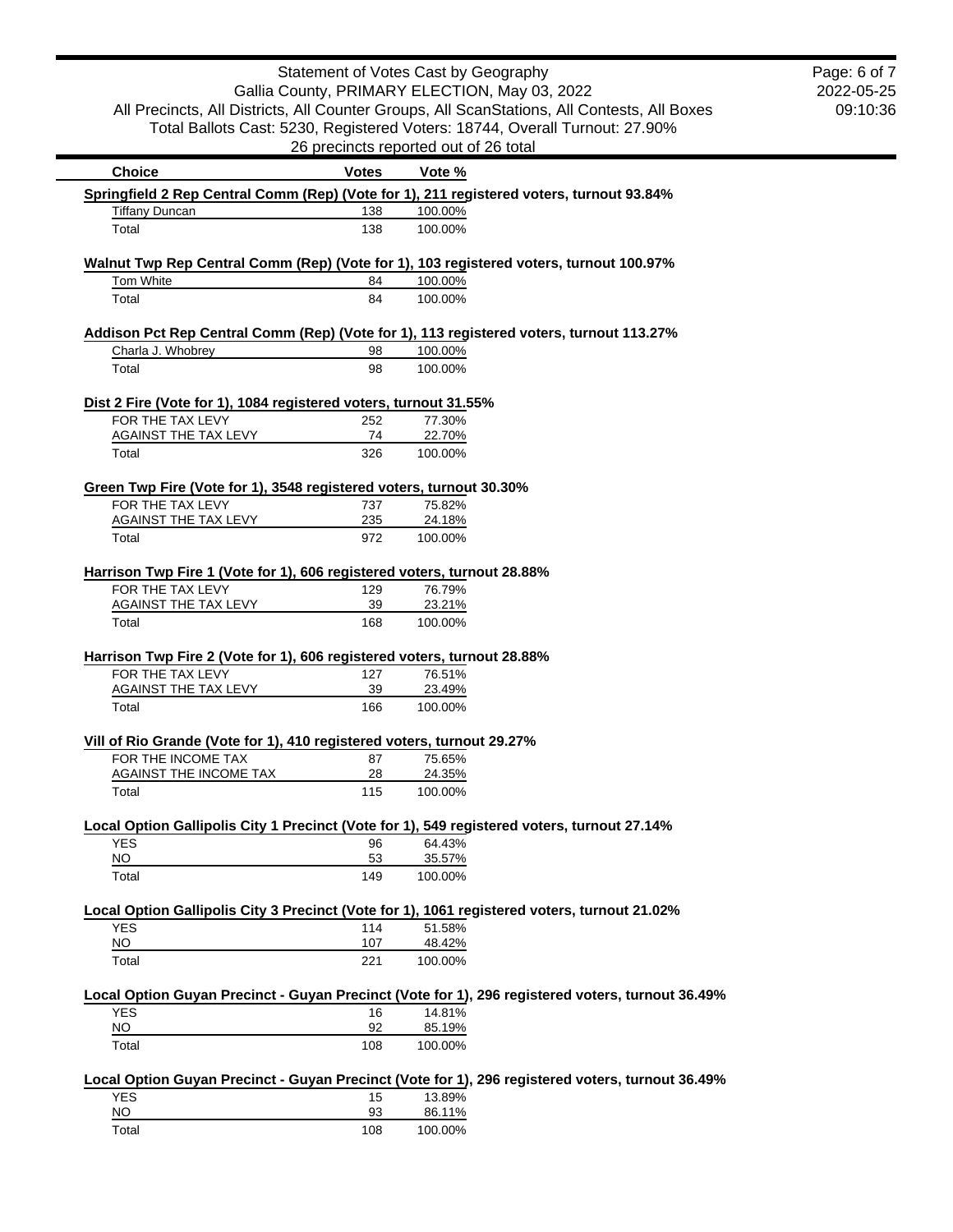Statement of Votes Cast by Geography
Gallia County, PRIMARY ELECTION, May 03, 2022
All Precincts, All Districts, All Counter Groups, All ScanStations, All Contests, All Boxes
Total Ballots Cast: 5230, Registered Voters: 18744, Overall Turnout: 27.90%
26 precincts reported out of 26 total

| Choice | Votes | Vote % |
|---|---|---|

**Springfield 2 Rep Central Comm (Rep) (Vote for 1), 211 registered voters, turnout 93.84%**

| Choice | Votes | Vote % |
|---|---|---|
| Tiffany Duncan | 138 | 100.00% |
| Total | 138 | 100.00% |

**Walnut Twp Rep Central Comm (Rep) (Vote for 1), 103 registered voters, turnout 100.97%**

| Choice | Votes | Vote % |
|---|---|---|
| Tom White | 84 | 100.00% |
| Total | 84 | 100.00% |

**Addison Pct Rep Central Comm (Rep) (Vote for 1), 113 registered voters, turnout 113.27%**

| Choice | Votes | Vote % |
|---|---|---|
| Charla J. Whobrey | 98 | 100.00% |
| Total | 98 | 100.00% |

**Dist 2 Fire (Vote for 1), 1084 registered voters, turnout 31.55%**

| Choice | Votes | Vote % |
|---|---|---|
| FOR THE TAX LEVY | 252 | 77.30% |
| AGAINST THE TAX LEVY | 74 | 22.70% |
| Total | 326 | 100.00% |

**Green Twp Fire (Vote for 1), 3548 registered voters, turnout 30.30%**

| Choice | Votes | Vote % |
|---|---|---|
| FOR THE TAX LEVY | 737 | 75.82% |
| AGAINST THE TAX LEVY | 235 | 24.18% |
| Total | 972 | 100.00% |

**Harrison Twp Fire 1 (Vote for 1), 606 registered voters, turnout 28.88%**

| Choice | Votes | Vote % |
|---|---|---|
| FOR THE TAX LEVY | 129 | 76.79% |
| AGAINST THE TAX LEVY | 39 | 23.21% |
| Total | 168 | 100.00% |

**Harrison Twp Fire 2 (Vote for 1), 606 registered voters, turnout 28.88%**

| Choice | Votes | Vote % |
|---|---|---|
| FOR THE TAX LEVY | 127 | 76.51% |
| AGAINST THE TAX LEVY | 39 | 23.49% |
| Total | 166 | 100.00% |

**Vill of Rio Grande (Vote for 1), 410 registered voters, turnout 29.27%**

| Choice | Votes | Vote % |
|---|---|---|
| FOR THE INCOME TAX | 87 | 75.65% |
| AGAINST THE INCOME TAX | 28 | 24.35% |
| Total | 115 | 100.00% |

**Local Option Gallipolis City 1 Precinct (Vote for 1), 549 registered voters, turnout 27.14%**

| Choice | Votes | Vote % |
|---|---|---|
| YES | 96 | 64.43% |
| NO | 53 | 35.57% |
| Total | 149 | 100.00% |

**Local Option Gallipolis City 3 Precinct (Vote for 1), 1061 registered voters, turnout 21.02%**

| Choice | Votes | Vote % |
|---|---|---|
| YES | 114 | 51.58% |
| NO | 107 | 48.42% |
| Total | 221 | 100.00% |

**Local Option Guyan Precinct - Guyan Precinct (Vote for 1), 296 registered voters, turnout 36.49%**

| Choice | Votes | Vote % |
|---|---|---|
| YES | 16 | 14.81% |
| NO | 92 | 85.19% |
| Total | 108 | 100.00% |

**Local Option Guyan Precinct - Guyan Precinct (Vote for 1), 296 registered voters, turnout 36.49%**

| Choice | Votes | Vote % |
|---|---|---|
| YES | 15 | 13.89% |
| NO | 93 | 86.11% |
| Total | 108 | 100.00% |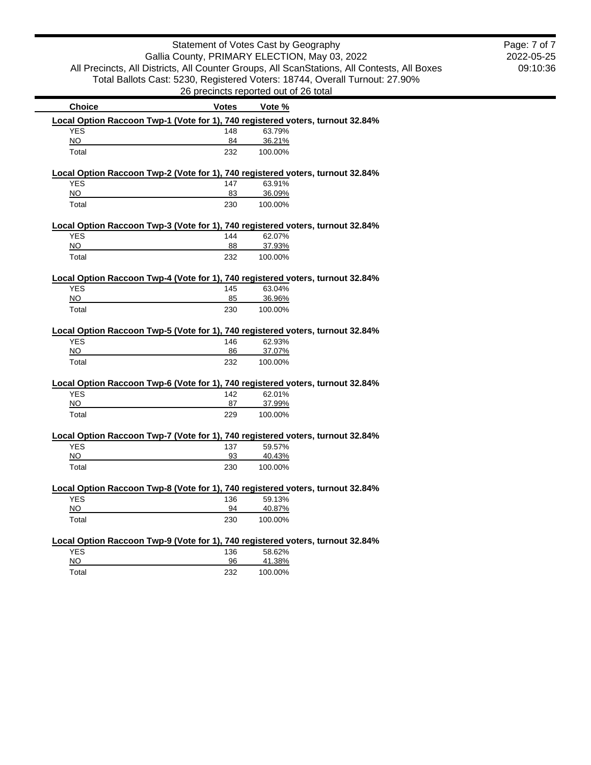Statement of Votes Cast by Geography
Gallia County, PRIMARY ELECTION, May 03, 2022
All Precincts, All Districts, All Counter Groups, All ScanStations, All Contests, All Boxes
Total Ballots Cast: 5230, Registered Voters: 18744, Overall Turnout: 27.90%
26 precincts reported out of 26 total

**Local Option Raccoon Twp-1 (Vote for 1), 740 registered voters, turnout 32.84%**

| Choice | Votes | Vote % |
|---|---|---|
| YES | 148 | 63.79% |
| NO | 84 | 36.21% |
| Total | 232 | 100.00% |

**Local Option Raccoon Twp-2 (Vote for 1), 740 registered voters, turnout 32.84%**

| Choice | Votes | Vote % |
|---|---|---|
| YES | 147 | 63.91% |
| NO | 83 | 36.09% |
| Total | 230 | 100.00% |

**Local Option Raccoon Twp-3 (Vote for 1), 740 registered voters, turnout 32.84%**

| Choice | Votes | Vote % |
|---|---|---|
| YES | 144 | 62.07% |
| NO | 88 | 37.93% |
| Total | 232 | 100.00% |

**Local Option Raccoon Twp-4 (Vote for 1), 740 registered voters, turnout 32.84%**

| Choice | Votes | Vote % |
|---|---|---|
| YES | 145 | 63.04% |
| NO | 85 | 36.96% |
| Total | 230 | 100.00% |

**Local Option Raccoon Twp-5 (Vote for 1), 740 registered voters, turnout 32.84%**

| Choice | Votes | Vote % |
|---|---|---|
| YES | 146 | 62.93% |
| NO | 86 | 37.07% |
| Total | 232 | 100.00% |

**Local Option Raccoon Twp-6 (Vote for 1), 740 registered voters, turnout 32.84%**

| Choice | Votes | Vote % |
|---|---|---|
| YES | 142 | 62.01% |
| NO | 87 | 37.99% |
| Total | 229 | 100.00% |

**Local Option Raccoon Twp-7 (Vote for 1), 740 registered voters, turnout 32.84%**

| Choice | Votes | Vote % |
|---|---|---|
| YES | 137 | 59.57% |
| NO | 93 | 40.43% |
| Total | 230 | 100.00% |

**Local Option Raccoon Twp-8 (Vote for 1), 740 registered voters, turnout 32.84%**

| Choice | Votes | Vote % |
|---|---|---|
| YES | 136 | 59.13% |
| NO | 94 | 40.87% |
| Total | 230 | 100.00% |

**Local Option Raccoon Twp-9 (Vote for 1), 740 registered voters, turnout 32.84%**

| Choice | Votes | Vote % |
|---|---|---|
| YES | 136 | 58.62% |
| NO | 96 | 41.38% |
| Total | 232 | 100.00% |